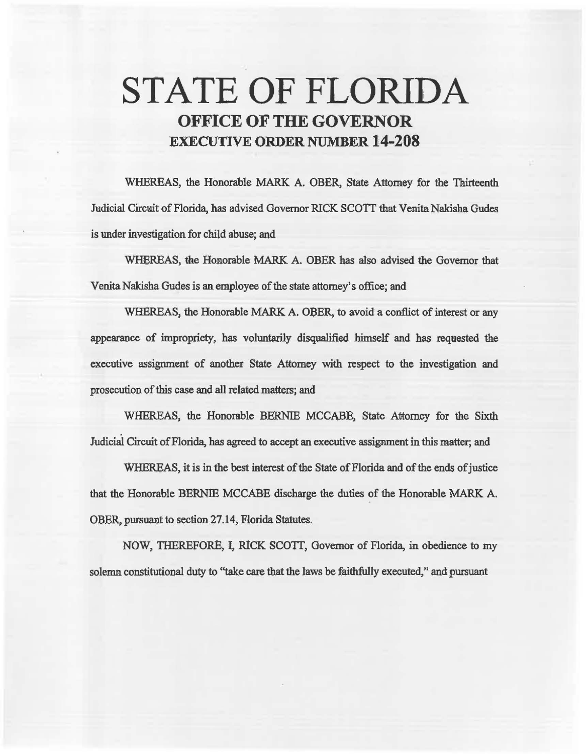# STATE OF FLORIDA

## OFFICE OF THE GOVERNOR

## EXECUTIVE ORDER NUMBER 14-208

WHEREAS, the Honorable MARK A. OBER, State Attorney for the Thirteenth Judicial Circuit of Florida, has advised Governor RICK SCOTT that Venita Nakisha Gudes is under investigation for child abuse; and

WHEREAS, the Honorable MARK A. OBER has also advised the Governor that Venita Nakisha Gudes is an employee of the state attorney's office; and

WHEREAS, the Honorable MARK A. OBER, to avoid a conflict of interest or any appearance of impropriety, has voluntarily disqualified himself and has requested the executive assignment of another State Attorney with respect to the investigation and prosecution of this case and all related matters; and

WHEREAS, the Honorable BERNIE MCCABE, State Attorney for the Sixth Judicial Circuit of Florida, has agreed to accept an executive assignment in this matter; and

WHEREAS, it is in the best interest of the State of Florida and of the ends of justice that the Honorable BERNIE MCCABE discharge the duties of the Honorable MARK A. OBER, pursuant to section 27.14, Florida Statutes.

NOW, THEREFORE, I, RICK SCOTT, Governor of Florida, in obedience to my solemn constitutional duty to "take care that the laws be faithfully executed," and pursuant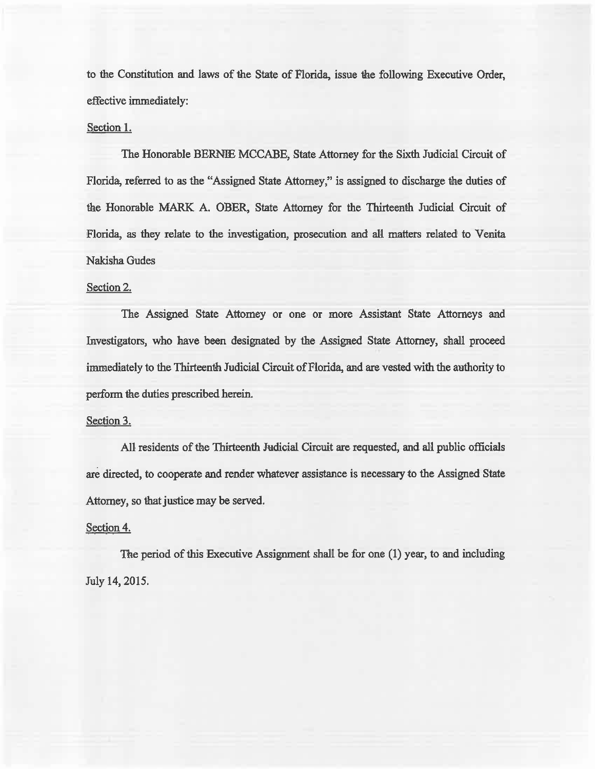to the Constitution and laws of the State of Florida, issue the following Executive Order, effective immediately:

Section 1.

The Honorable BERNIE MCCABE, State Attorney for the Sixth Judicial Circuit of Florida, referred to as the "Assigned State Attorney," is assigned to discharge the duties of the Honorable MARK A. OBER, State Attorney for the Thirteenth Judicial Circuit of Florida, as they relate to the investigation, prosecution and all matters related to Venita Nakisha Gudes

Section 2.

The Assigned State Attorney or one or more Assistant State Attorneys and Investigators, who have been designated by the Assigned State Attorney, shall proceed immediately to the Thirteenth Judicial Circuit of Florida, and are vested with the authority to perform the duties prescribed herein.

Section 3.

All residents of the Thirteenth Judicial Circuit are requested, and all public officials are directed, to cooperate and render whatever assistance is necessary to the Assigned State Attorney, so that justice may be served.

Section 4.

The period of this Executive Assignment shall be for one (1) year, to and including July 14, 2015.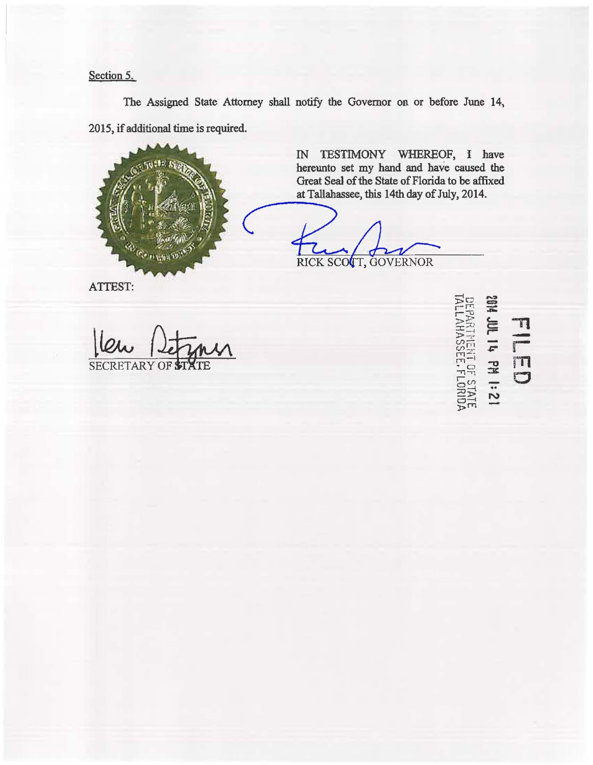Section 5.

The Assigned State Attorney shall notify the Governor on or before June 14, 2015, if additional time is required.

IN TESTIMONY WHEREOF, I have hereunto set my hand and have caused the Great Seal of the State of Florida to be affixed at Tallahassee, this 14th day of July, 2014.

RICK SCOTT, GOVERNOR

ATTEST:

SECRETARY OF STATE

FILED

2014 JUL 14 PM 1:21

DEPARTMENT OF STATE
TALLAHASSEE, FLORIDA